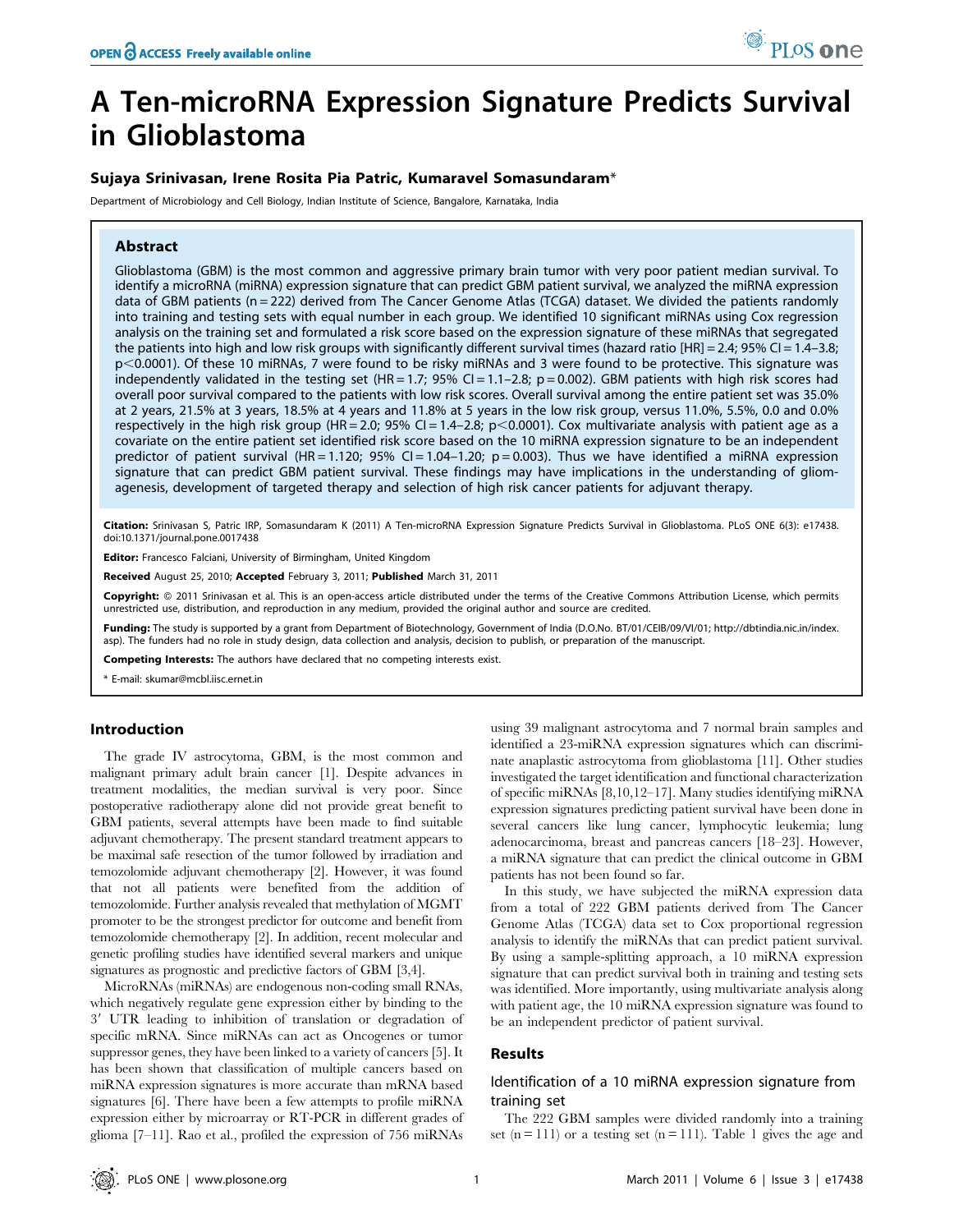# A Ten-microRNA Expression Signature Predicts Survival in Glioblastoma

**Sujaya Srinivasan, Irene Rosita Pia Patric, Kumaravel Somasundaram***

Department of Microbiology and Cell Biology, Indian Institute of Science, Bangalore, Karnataka, India

## Abstract

Glioblastoma (GBM) is the most common and aggressive primary brain tumor with very poor patient median survival. To identify a microRNA (miRNA) expression signature that can predict GBM patient survival, we analyzed the miRNA expression data of GBM patients (n = 222) derived from The Cancer Genome Atlas (TCGA) dataset. We divided the patients randomly into training and testing sets with equal number in each group. We identified 10 significant miRNAs using Cox regression analysis on the training set and formulated a risk score based on the expression signature of these miRNAs that segregated the patients into high and low risk groups with significantly different survival times (hazard ratio [HR] = 2.4; 95% CI = 1.4–3.8; $p<0.0001$). Of these 10 miRNAs, 7 were found to be risky miRNAs and 3 were found to be protective. This signature was independently validated in the testing set (HR = 1.7; 95% CI = 1.1–2.8; p = 0.002). GBM patients with high risk scores had overall poor survival compared to the patients with low risk scores. Overall survival among the entire patient set was 35.0% at 2 years, 21.5% at 3 years, 18.5% at 4 years and 11.8% at 5 years in the low risk group, versus 11.0%, 5.5%, 0.0 and 0.0% respectively in the high risk group (HR = 2.0; 95% CI = 1.4–2.8; $p<0.0001$). Cox multivariate analysis with patient age as a covariate on the entire patient set identified risk score based on the 10 miRNA expression signature to be an independent predictor of patient survival (HR = 1.120; 95% CI = 1.04–1.20; p = 0.003). Thus we have identified a miRNA expression signature that can predict GBM patient survival. These findings may have implications in the understanding of gliomagenesis, development of targeted therapy and selection of high risk cancer patients for adjuvant therapy.

**Citation:** Srinivasan S, Patric IRP, Somasundaram K (2011) A Ten-microRNA Expression Signature Predicts Survival in Glioblastoma. PLoS ONE 6(3): e17438. doi:10.1371/journal.pone.0017438

**Editor:** Francesco Falciani, University of Birmingham, United Kingdom

**Received** August 25, 2010; **Accepted** February 3, 2011; **Published** March 31, 2011

**Copyright:** © 2011 Srinivasan et al. This is an open-access article distributed under the terms of the Creative Commons Attribution License, which permits unrestricted use, distribution, and reproduction in any medium, provided the original author and source are credited.

**Funding:** The study is supported by a grant from Department of Biotechnology, Government of India (D.O.No. BT/01/CEIB/09/VI/01; http://dbtindia.nic.in/index.asp). The funders had no role in study design, data collection and analysis, decision to publish, or preparation of the manuscript.

**Competing Interests:** The authors have declared that no competing interests exist.

\* E-mail: skumar@mcbl.iisc.ernet.in

## Introduction

The grade IV astrocytoma, GBM, is the most common and malignant primary adult brain cancer [1]. Despite advances in treatment modalities, the median survival is very poor. Since postoperative radiotherapy alone did not provide great benefit to GBM patients, several attempts have been made to find suitable adjuvant chemotherapy. The present standard treatment appears to be maximal safe resection of the tumor followed by irradiation and temozolomide adjuvant chemotherapy [2]. However, it was found that not all patients were benefited from the addition of temozolomide. Further analysis revealed that methylation of MGMT promoter to be the strongest predictor for outcome and benefit from temozolomide chemotherapy [2]. In addition, recent molecular and genetic profiling studies have identified several markers and unique signatures as prognostic and predictive factors of GBM [3,4].

MicroRNAs (miRNAs) are endogenous non-coding small RNAs, which negatively regulate gene expression either by binding to the 3′ UTR leading to inhibition of translation or degradation of specific mRNA. Since miRNAs can act as Oncogenes or tumor suppressor genes, they have been linked to a variety of cancers [5]. It has been shown that classification of multiple cancers based on miRNA expression signatures is more accurate than mRNA based signatures [6]. There have been a few attempts to profile miRNA expression either by microarray or RT-PCR in different grades of glioma [7–11]. Rao et al., profiled the expression of 756 miRNAs using 39 malignant astrocytoma and 7 normal brain samples and identified a 23-miRNA expression signatures which can discriminate anaplastic astrocytoma from glioblastoma [11]. Other studies investigated the target identification and functional characterization of specific miRNAs [8,10,12–17]. Many studies identifying miRNA expression signatures predicting patient survival have been done in several cancers like lung cancer, lymphocytic leukemia; lung adenocarcinoma, breast and pancreas cancers [18–23]. However, a miRNA signature that can predict the clinical outcome in GBM patients has not been found so far.

In this study, we have subjected the miRNA expression data from a total of 222 GBM patients derived from The Cancer Genome Atlas (TCGA) data set to Cox proportional regression analysis to identify the miRNAs that can predict patient survival. By using a sample-splitting approach, a 10 miRNA expression signature that can predict survival both in training and testing sets was identified. More importantly, using multivariate analysis along with patient age, the 10 miRNA expression signature was found to be an independent predictor of patient survival.

## Results

### Identification of a 10 miRNA expression signature from training set

The 222 GBM samples were divided randomly into a training set (n = 111) or a testing set (n = 111). Table 1 gives the age and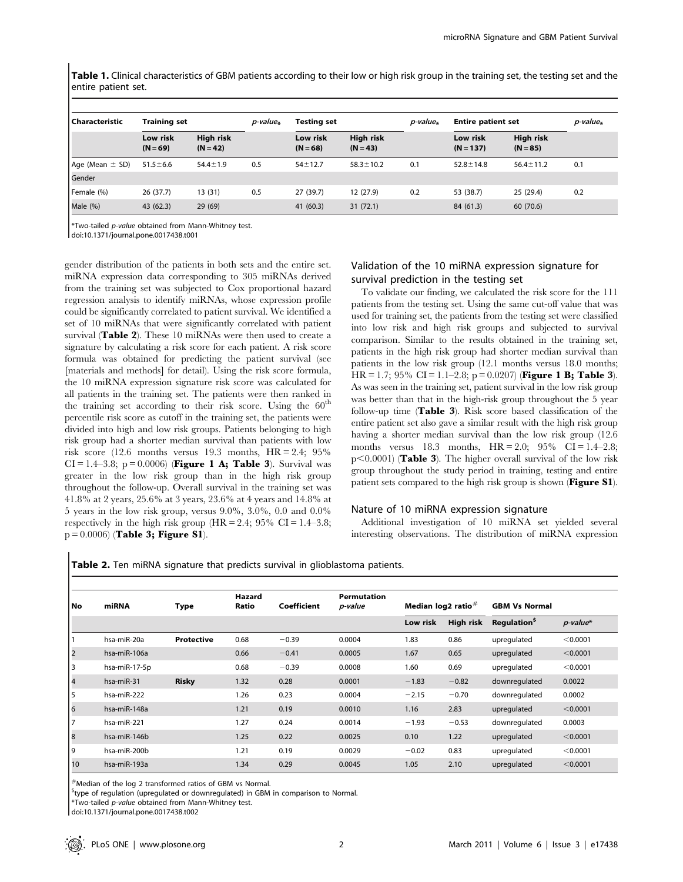**Table 1.** Clinical characteristics of GBM patients according to their low or high risk group in the training set, the testing set and the entire patient set.

| Characteristic | Training set | | *p-value** | Testing set | | *p-value** | Entire patient set | | *p-value** |
|---|---|---|---|---|---|---|---|---|---|
| | Low risk (N = 69) | High risk (N = 42) | | Low risk (N = 68) | High risk (N = 43) | | Low risk (N = 137) | High risk (N = 85) | |
| Age (Mean ± SD) | 51.5±6.6 | 54.4±1.9 | 0.5 | 54±12.7 | 58.3±10.2 | 0.1 | 52.8±14.8 | 56.4±11.2 | 0.1 |
| Gender | | | | | | | | | |
| Female (%) | 26 (37.7) | 13 (31) | 0.5 | 27 (39.7) | 12 (27.9) | 0.2 | 53 (38.7) | 25 (29.4) | 0.2 |
| Male (%) | 43 (62.3) | 29 (69) | | 41 (60.3) | 31 (72.1) | | 84 (61.3) | 60 (70.6) | |

*Two-tailed *p-value* obtained from Mann-Whitney test.
doi:10.1371/journal.pone.0017438.t001

gender distribution of the patients in both sets and the entire set. miRNA expression data corresponding to 305 miRNAs derived from the training set was subjected to Cox proportional hazard regression analysis to identify miRNAs, whose expression profile could be significantly correlated to patient survival. We identified a set of 10 miRNAs that were significantly correlated with patient survival (**Table 2**). These 10 miRNAs were then used to create a signature by calculating a risk score for each patient. A risk score formula was obtained for predicting the patient survival (see [materials and methods] for detail). Using the risk score formula, the 10 miRNA expression signature risk score was calculated for all patients in the training set. The patients were then ranked in the training set according to their risk score. Using the 60th percentile risk score as cutoff in the training set, the patients were divided into high and low risk groups. Patients belonging to high risk group had a shorter median survival than patients with low risk score (12.6 months versus 19.3 months, HR = 2.4; 95% CI = 1.4–3.8; p = 0.0006) (**Figure 1 A; Table 3**). Survival was greater in the low risk group than in the high risk group throughout the follow-up. Overall survival in the training set was 41.8% at 2 years, 25.6% at 3 years, 23.6% at 4 years and 14.8% at 5 years in the low risk group, versus 9.0%, 3.0%, 0.0 and 0.0% respectively in the high risk group (HR = 2.4; 95% CI = 1.4–3.8; p = 0.0006) (**Table 3; Figure S1**).

## Validation of the 10 miRNA expression signature for survival prediction in the testing set

To validate our finding, we calculated the risk score for the 111 patients from the testing set. Using the same cut-off value that was used for training set, the patients from the testing set were classified into low risk and high risk groups and subjected to survival comparison. Similar to the results obtained in the training set, patients in the high risk group had shorter median survival than patients in the low risk group (12.1 months versus 18.0 months; HR = 1.7; 95% CI = 1.1–2.8; p = 0.0207) (**Figure 1 B; Table 3**). As was seen in the training set, patient survival in the low risk group was better than that in the high-risk group throughout the 5 year follow-up time (**Table 3**). Risk score based classification of the entire patient set also gave a similar result with the high risk group having a shorter median survival than the low risk group (12.6 months versus 18.3 months, HR = 2.0; 95% CI = 1.4–2.8; p<0.0001) (**Table 3**). The higher overall survival of the low risk group throughout the study period in training, testing and entire patient sets compared to the high risk group is shown (**Figure S1**).

## Nature of 10 miRNA expression signature

Additional investigation of 10 miRNA set yielded several interesting observations. The distribution of miRNA expression

**Table 2.** Ten miRNA signature that predicts survival in glioblastoma patients.

| No | miRNA | Type | Hazard Ratio | Coefficient | Permutation *p-value* | Median log2 ratio# | | GBM Vs Normal | |
|---|---|---|---|---|---|---|---|---|---|
| | | | | | | Low risk | High risk | Regulation$ | *p-value** |
| 1 | hsa-miR-20a | **Protective** | 0.68 | −0.39 | 0.0004 | 1.83 | 0.86 | upregulated | <0.0001 |
| 2 | hsa-miR-106a | | 0.66 | −0.41 | 0.0005 | 1.67 | 0.65 | upregulated | <0.0001 |
| 3 | hsa-miR-17-5p | | 0.68 | −0.39 | 0.0008 | 1.60 | 0.69 | upregulated | <0.0001 |
| 4 | hsa-miR-31 | **Risky** | 1.32 | 0.28 | 0.0001 | −1.83 | −0.82 | downregulated | 0.0022 |
| 5 | hsa-miR-222 | | 1.26 | 0.23 | 0.0004 | −2.15 | −0.70 | downregulated | 0.0002 |
| 6 | hsa-miR-148a | | 1.21 | 0.19 | 0.0010 | 1.16 | 2.83 | upregulated | <0.0001 |
| 7 | hsa-miR-221 | | 1.27 | 0.24 | 0.0014 | −1.93 | −0.53 | downregulated | 0.0003 |
| 8 | hsa-miR-146b | | 1.25 | 0.22 | 0.0025 | 0.10 | 1.22 | upregulated | <0.0001 |
| 9 | hsa-miR-200b | | 1.21 | 0.19 | 0.0029 | −0.02 | 0.83 | upregulated | <0.0001 |
| 10 | hsa-miR-193a | | 1.34 | 0.29 | 0.0045 | 1.05 | 2.10 | upregulated | <0.0001 |

#Median of the log 2 transformed ratios of GBM vs Normal.
$type of regulation (upregulated or downregulated) in GBM in comparison to Normal.
*Two-tailed *p-value* obtained from Mann-Whitney test.
doi:10.1371/journal.pone.0017438.t002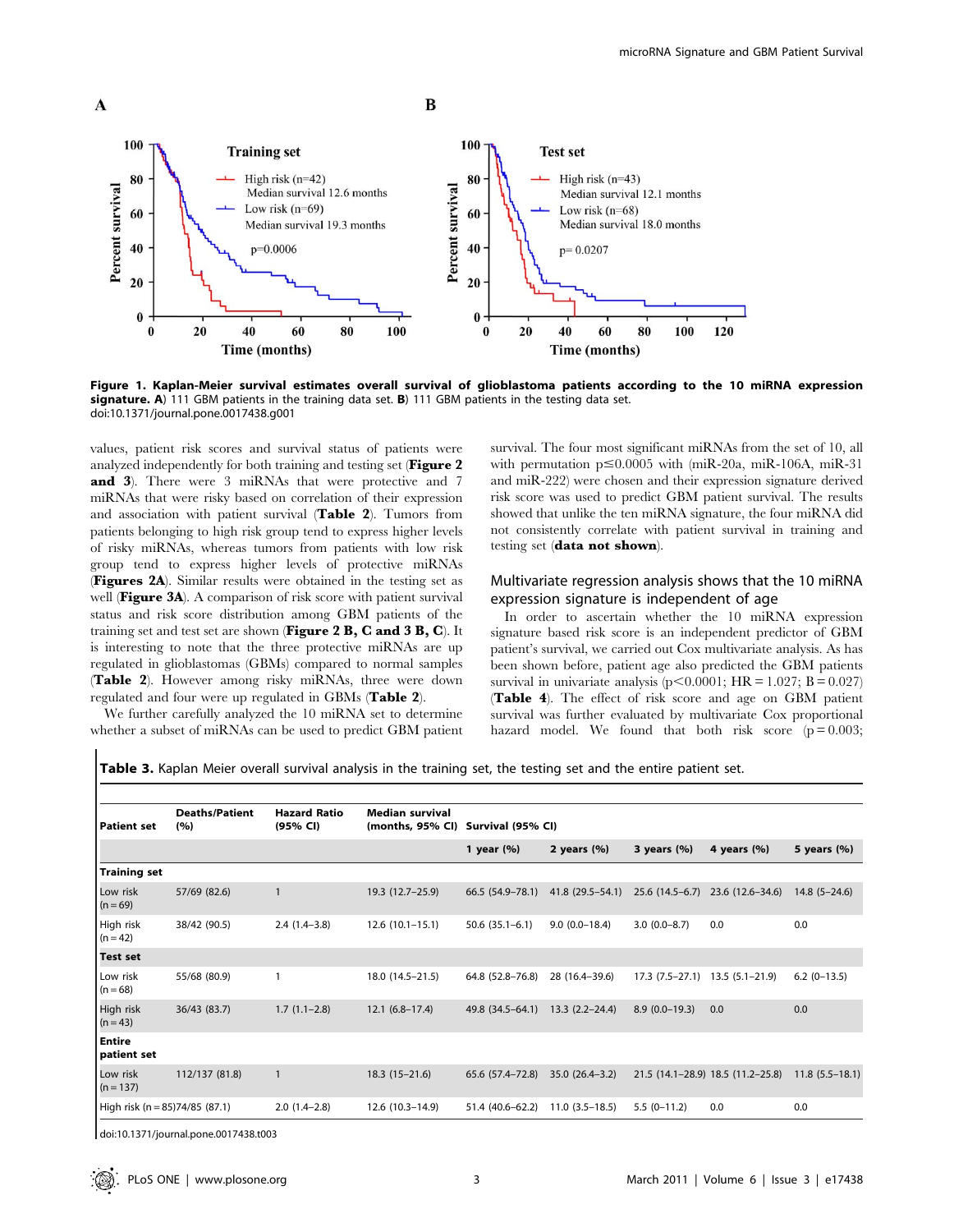Figure 1. Kaplan-Meier survival estimates overall survival of glioblastoma patients according to the 10 miRNA expression signature. A) 111 GBM patients in the training data set. B) 111 GBM patients in the testing data set.
doi:10.1371/journal.pone.0017438.g001

values, patient risk scores and survival status of patients were analyzed independently for both training and testing set (**Figure 2 and 3**). There were 3 miRNAs that were protective and 7 miRNAs that were risky based on correlation of their expression and association with patient survival (**Table 2**). Tumors from patients belonging to high risk group tend to express higher levels of risky miRNAs, whereas tumors from patients with low risk group tend to express higher levels of protective miRNAs (**Figures 2A**). Similar results were obtained in the testing set as well (**Figure 3A**). A comparison of risk score with patient survival status and risk score distribution among GBM patients of the training set and test set are shown (**Figure 2 B, C and 3 B, C**). It is interesting to note that the three protective miRNAs are up regulated in glioblastomas (GBMs) compared to normal samples (**Table 2**). However among risky miRNAs, three were down regulated and four were up regulated in GBMs (**Table 2**).

We further carefully analyzed the 10 miRNA set to determine whether a subset of miRNAs can be used to predict GBM patient survival. The four most significant miRNAs from the set of 10, all with permutation $p \leq 0.0005$ with (miR-20a, miR-106A, miR-31 and miR-222) were chosen and their expression signature derived risk score was used to predict GBM patient survival. The results showed that unlike the ten miRNA signature, the four miRNA did not consistently correlate with patient survival in training and testing set (**data not shown**).

## Multivariate regression analysis shows that the 10 miRNA expression signature is independent of age

In order to ascertain whether the 10 miRNA expression signature based risk score is an independent predictor of GBM patient's survival, we carried out Cox multivariate analysis. As has been shown before, patient age also predicted the GBM patients survival in univariate analysis ($p<0.0001$; HR = 1.027; B = 0.027) (**Table 4**). The effect of risk score and age on GBM patient survival was further evaluated by multivariate Cox proportional hazard model. We found that both risk score ($p = 0.003$;

**Table 3.** Kaplan Meier overall survival analysis in the training set, the testing set and the entire patient set.

| Patient set | Deaths/Patient (%) | Hazard Ratio (95% CI) | Median survival (months, 95% CI) | Survival (95% CI) | | | | |
|---|---|---|---|---|---|---|---|---|
| | | | | 1 year (%) | 2 years (%) | 3 years (%) | 4 years (%) | 5 years (%) |
| **Training set** | | | | | | | | |
| Low risk (n = 69) | 57/69 (82.6) | 1 | 19.3 (12.7–25.9) | 66.5 (54.9–78.1) | 41.8 (29.5–54.1) | 25.6 (14.5–6.7) | 23.6 (12.6–34.6) | 14.8 (5–24.6) |
| High risk (n = 42) | 38/42 (90.5) | 2.4 (1.4–3.8) | 12.6 (10.1–15.1) | 50.6 (35.1–6.1) | 9.0 (0.0–18.4) | 3.0 (0.0–8.7) | 0.0 | 0.0 |
| **Test set** | | | | | | | | |
| Low risk (n = 68) | 55/68 (80.9) | 1 | 18.0 (14.5–21.5) | 64.8 (52.8–76.8) | 28 (16.4–39.6) | 17.3 (7.5–27.1) | 13.5 (5.1–21.9) | 6.2 (0–13.5) |
| High risk (n = 43) | 36/43 (83.7) | 1.7 (1.1–2.8) | 12.1 (6.8–17.4) | 49.8 (34.5–64.1) | 13.3 (2.2–24.4) | 8.9 (0.0–19.3) | 0.0 | 0.0 |
| **Entire patient set** | | | | | | | | |
| Low risk (n = 137) | 112/137 (81.8) | 1 | 18.3 (15–21.6) | 65.6 (57.4–72.8) | 35.0 (26.4–3.2) | 21.5 (14.1–28.9) | 18.5 (11.2–25.8) | 11.8 (5.5–18.1) |
| High risk (n = 85) | 74/85 (87.1) | 2.0 (1.4–2.8) | 12.6 (10.3–14.9) | 51.4 (40.6–62.2) | 11.0 (3.5–18.5) | 5.5 (0–11.2) | 0.0 | 0.0 |

doi:10.1371/journal.pone.0017438.t003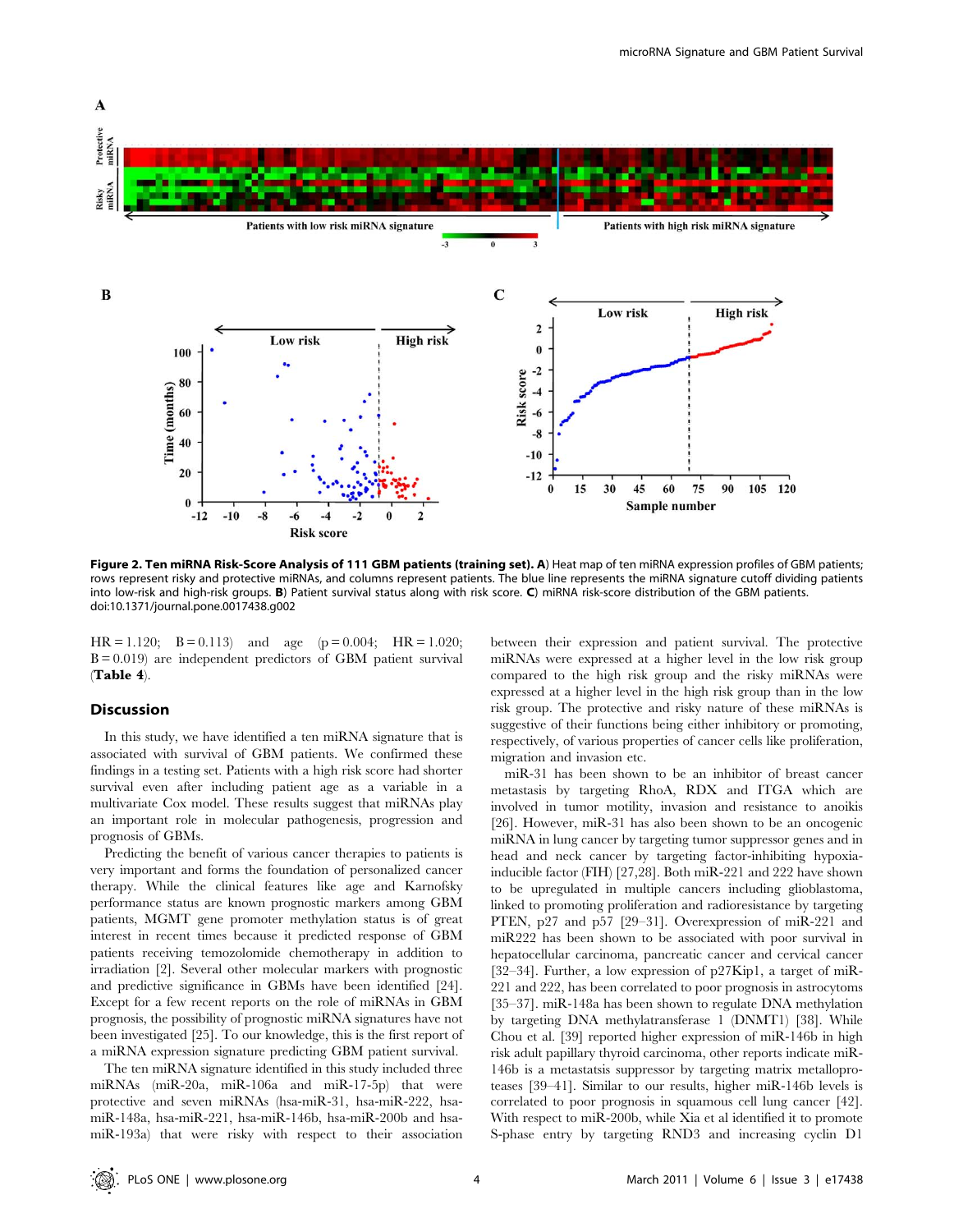**Figure 2. Ten miRNA Risk-Score Analysis of 111 GBM patients (training set). A**) Heat map of ten miRNA expression profiles of GBM patients; rows represent risky and protective miRNAs, and columns represent patients. The blue line represents the miRNA signature cutoff dividing patients into low-risk and high-risk groups. **B**) Patient survival status along with risk score. **C**) miRNA risk-score distribution of the GBM patients.
doi:10.1371/journal.pone.0017438.g002

HR = 1.120; B = 0.113) and age (p = 0.004; HR = 1.020; B = 0.019) are independent predictors of GBM patient survival (**Table 4**).

## Discussion

In this study, we have identified a ten miRNA signature that is associated with survival of GBM patients. We confirmed these findings in a testing set. Patients with a high risk score had shorter survival even after including patient age as a variable in a multivariate Cox model. These results suggest that miRNAs play an important role in molecular pathogenesis, progression and prognosis of GBMs.

Predicting the benefit of various cancer therapies to patients is very important and forms the foundation of personalized cancer therapy. While the clinical features like age and Karnofsky performance status are known prognostic markers among GBM patients, MGMT gene promoter methylation status is of great interest in recent times because it predicted response of GBM patients receiving temozolomide chemotherapy in addition to irradiation [2]. Several other molecular markers with prognostic and predictive significance in GBMs have been identified [24]. Except for a few recent reports on the role of miRNAs in GBM prognosis, the possibility of prognostic miRNA signatures have not been investigated [25]. To our knowledge, this is the first report of a miRNA expression signature predicting GBM patient survival.

The ten miRNA signature identified in this study included three miRNAs (miR-20a, miR-106a and miR-17-5p) that were protective and seven miRNAs (hsa-miR-31, hsa-miR-222, hsa-miR-148a, hsa-miR-221, hsa-miR-146b, hsa-miR-200b and hsa-miR-193a) that were risky with respect to their association between their expression and patient survival. The protective miRNAs were expressed at a higher level in the low risk group compared to the high risk group and the risky miRNAs were expressed at a higher level in the high risk group than in the low risk group. The protective and risky nature of these miRNAs is suggestive of their functions being either inhibitory or promoting, respectively, of various properties of cancer cells like proliferation, migration and invasion etc.

miR-31 has been shown to be an inhibitor of breast cancer metastasis by targeting RhoA, RDX and ITGA which are involved in tumor motility, invasion and resistance to anoikis [26]. However, miR-31 has also been shown to be an oncogenic miRNA in lung cancer by targeting tumor suppressor genes and in head and neck cancer by targeting factor-inhibiting hypoxia-inducible factor (FIH) [27,28]. Both miR-221 and 222 have shown to be upregulated in multiple cancers including glioblastoma, linked to promoting proliferation and radioresistance by targeting PTEN, p27 and p57 [29–31]. Overexpression of miR-221 and miR222 has been shown to be associated with poor survival in hepatocellular carcinoma, pancreatic cancer and cervical cancer [32–34]. Further, a low expression of p27Kip1, a target of miR-221 and 222, has been correlated to poor prognosis in astrocytoms [35–37]. miR-148a has been shown to regulate DNA methylation by targeting DNA methylatransferase 1 (DNMT1) [38]. While Chou et al. [39] reported higher expression of miR-146b in high risk adult papillary thyroid carcinoma, other reports indicate miR-146b is a metastatsis suppressor by targeting matrix metalloproteases [39–41]. Similar to our results, higher miR-146b levels is correlated to poor prognosis in squamous cell lung cancer [42]. With respect to miR-200b, while Xia et al identified it to promote S-phase entry by targeting RND3 and increasing cyclin D1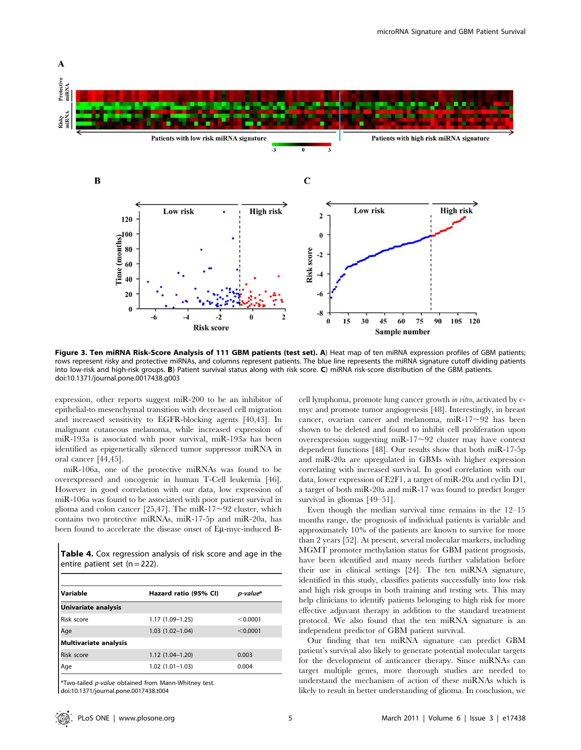**Figure 3. Ten miRNA Risk-Score Analysis of 111 GBM patients (test set). A)** Heat map of ten miRNA expression profiles of GBM patients; rows represent risky and protective miRNAs, and columns represent patients. The blue line represents the miRNA signature cutoff dividing patients into low-risk and high-risk groups. **B)** Patient survival status along with risk score. **C)** miRNA risk-score distribution of the GBM patients.
doi:10.1371/journal.pone.0017438.g003

expression, other reports suggest miR-200 to be an inhibitor of epithelial-to mesenchymal transition with decreased cell migration and increased sensitivity to EGFR-blocking agents [40,43]. In malignant cutaneous melanoma, while increased expression of miR-193a is associated with poor survival, miR-193a has been identified as epigenetically silenced tumor suppressor miRNA in oral cancer [44,45].

miR-106a, one of the protective miRNAs was found to be overexpressed and oncogenic in human T-Cell leukemia [46]. However in good correlation with our data, low expression of miR-106a was found to be associated with poor patient survival in glioma and colon cancer [25,47]. The miR-17~92 cluster, which contains two protective miRNAs, miR-17-5p and miR-20a, has been found to accelerate the disease onset of Eμ-myc-induced B-cell lymphoma, promote lung cancer growth *in vitro*, activated by c-myc and promote tumor angiogenesis [48]. Interestingly, in breast cancer, ovarian cancer and melanoma, miR-17~92 has been shown to be deleted and found to inhibit cell proliferation upon overexpression suggesting miR-17~92 cluster may have context dependent functions [48]. Our results show that both miR-17-5p and miR-20a are upregulated in GBMs with higher expression correlating with increased survival. In good correlation with our data, lower expression of E2F1, a target of miR-20a and cyclin D1, a target of both miR-20a and miR-17 was found to predict longer survival in gliomas [49–51].

Even though the median survival time remains in the 12–15 months range, the prognosis of individual patients is variable and approximately 10% of the patients are known to survive for more than 2 years [52]. At present, several molecular markers, including MGMT promoter methylation status for GBM patient prognosis, have been identified and many needs further validation before their use in clinical settings [24]. The ten miRNA signature, identified in this study, classifies patients successfully into low risk and high risk groups in both training and testing sets. This may help clinicians to identify patients belonging to high risk for more effective adjuvant therapy in addition to the standard treatment protocol. We also found that the ten miRNA signature is an independent predictor of GBM patient survival.

Our finding that ten miRNA signature can predict GBM patient's survival also likely to generate potential molecular targets for the development of anticancer therapy. Since miRNAs can target multiple genes, more thorough studies are needed to understand the mechanism of action of these miRNAs which is likely to result in better understanding of glioma. In conclusion, we

**Table 4.** Cox regression analysis of risk score and age in the entire patient set (n = 222).

| Variable | Hazard ratio (95% CI) | *p-value** |
|---|---|---|
| **Univariate analysis** | | |
| Risk score | 1.17 (1.09–1.25) | <0.0001 |
| Age | 1.03 (1.02–1.04) | <0.0001 |
| **Multivariate analysis** | | |
| Risk score | 1.12 (1.04–1.20) | 0.003 |
| Age | 1.02 (1.01–1.03) | 0.004 |

*Two-tailed *p-value* obtained from Mann-Whitney test.
doi:10.1371/journal.pone.0017438.t004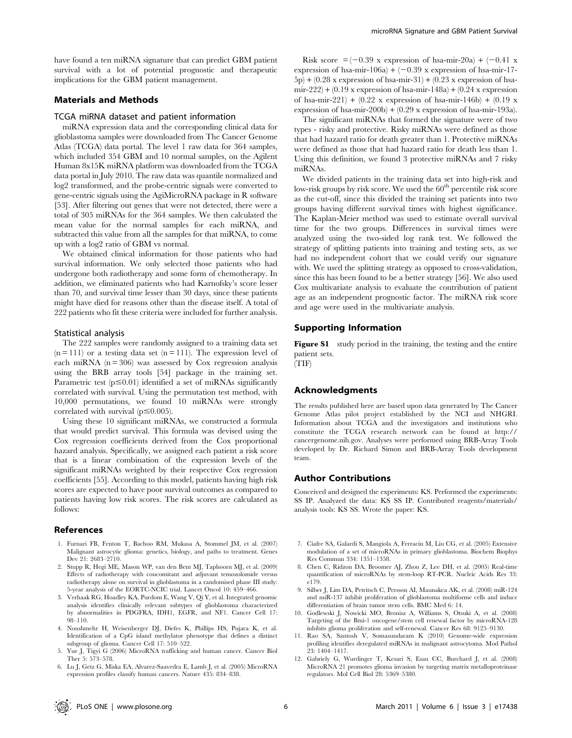have found a ten miRNA signature that can predict GBM patient survival with a lot of potential prognostic and therapeutic implications for the GBM patient management.

## Materials and Methods

### TCGA miRNA dataset and patient information

miRNA expression data and the corresponding clinical data for glioblastoma samples were downloaded from The Cancer Genome Atlas (TCGA) data portal. The level 1 raw data for 364 samples, which included 354 GBM and 10 normal samples, on the Agilent Human 8x15K miRNA platform was downloaded from the TCGA data portal in July 2010. The raw data was quantile normalized and log2 transformed, and the probe-centric signals were converted to gene-centric signals using the AgiMicroRNA package in R software [53]. After filtering out genes that were not detected, there were a total of 305 miRNAs for the 364 samples. We then calculated the mean value for the normal samples for each miRNA, and subtracted this value from all the samples for that miRNA, to come up with a log2 ratio of GBM vs normal.

We obtained clinical information for those patients who had survival information. We only selected those patients who had undergone both radiotherapy and some form of chemotherapy. In addition, we eliminated patients who had Karnofsky's score lesser than 70, and survival time lesser than 30 days, since these patients might have died for reasons other than the disease itself. A total of 222 patients who fit these criteria were included for further analysis.

### Statistical analysis

The 222 samples were randomly assigned to a training data set ($n = 111$) or a testing data set ($n = 111$). The expression level of each miRNA ($n = 306$) was assessed by Cox regression analysis using the BRB array tools [54] package in the training set. Parametric test ($p \leq 0.01$) identified a set of miRNAs significantly correlated with survival. Using the permutation test method, with 10,000 permutations, we found 10 miRNAs were strongly correlated with survival ($p \leq 0.005$).

Using these 10 significant miRNAs, we constructed a formula that would predict survival. This formula was devised using the Cox regression coefficients derived from the Cox proportional hazard analysis. Specifically, we assigned each patient a risk score that is a linear combination of the expression levels of the significant miRNAs weighted by their respective Cox regression coefficients [55]. According to this model, patients having high risk scores are expected to have poor survival outcomes as compared to patients having low risk scores. The risk scores are calculated as follows:

Risk score = (−0.39 x expression of hsa-mir-20a) + (−0.41 x expression of hsa-mir-106a) + (−0.39 x expression of hsa-mir-17-5p) + (0.28 x expression of hsa-mir-31) + (0.23 x expression of hsa-mir-222) + (0.19 x expression of hsa-mir-148a) + (0.24 x expression of hsa-mir-221) + (0.22 x expression of hsa-mir-146b) + (0.19 x expression of hsa-mir-200b) + (0.29 x expression of hsa-mir-193a).

The significant miRNAs that formed the signature were of two types - risky and protective. Risky miRNAs were defined as those that had hazard ratio for death greater than 1. Protective miRNAs were defined as those that had hazard ratio for death less than 1. Using this definition, we found 3 protective miRNAs and 7 risky miRNAs.

We divided patients in the training data set into high-risk and low-risk groups by risk score. We used the 60th percentile risk score as the cut-off, since this divided the training set patients into two groups having different survival times with highest significance. The Kaplan-Meier method was used to estimate overall survival time for the two groups. Differences in survival times were analyzed using the two-sided log rank test. We followed the strategy of splitting patients into training and testing sets, as we had no independent cohort that we could verify our signature with. We used the splitting strategy as opposed to cross-validation, since this has been found to be a better strategy [56]. We also used Cox multivariate analysis to evaluate the contribution of patient age as an independent prognostic factor. The miRNA risk score and age were used in the multivariate analysis.

## Supporting Information

**Figure S1** study period in the training, the testing and the entire patient sets.
(TIF)

## Acknowledgments

The results published here are based upon data generated by The Cancer Genome Atlas pilot project established by the NCI and NHGRI. Information about TCGA and the investigators and institutions who constitute the TCGA research network can be found at http://cancergenome.nih.gov. Analyses were performed using BRB-Array Tools developed by Dr. Richard Simon and BRB-Array Tools development team.

## Author Contributions

Conceived and designed the experiments: KS. Performed the experiments: SS IP. Analyzed the data: KS SS IP. Contributed reagents/materials/analysis tools: KS SS. Wrote the paper: KS.

## References

1. Furnari FB, Fenton T, Bachoo RM, Mukasa A, Stommel JM, et al. (2007) Malignant astrocytic glioma: genetics, biology, and paths to treatment. Genes Dev 21: 2683–2710.
2. Stupp R, Hegi ME, Mason WP, van den Bent MJ, Taphoorn MJ, et al. (2009) Effects of radiotherapy with concomitant and adjuvant temozolomide versus radiotherapy alone on survival in glioblastoma in a randomised phase III study: 5-year analysis of the EORTC-NCIC trial. Lancet Oncol 10: 459–466.
3. Verhaak RG, Hoadley KA, Purdom E, Wang V, Qi Y, et al. Integrated genomic analysis identifies clinically relevant subtypes of glioblastoma characterized by abnormalities in PDGFRA, IDH1, EGFR, and NF1. Cancer Cell 17: 98–110.
4. Noushmehr H, Weisenberger DJ, Diefes K, Phillips HS, Pujara K, et al. Identification of a CpG island methylator phenotype that defines a distinct subgroup of glioma. Cancer Cell 17: 510–522.
5. Yue J, Tigyi G (2006) MicroRNA trafficking and human cancer. Cancer Biol Ther 5: 573–578.
6. Lu J, Getz G, Miska EA, Alvarez-Saavedra E, Lamb J, et al. (2005) MicroRNA expression profiles classify human cancers. Nature 435: 834–838.
7. Ciafre SA, Galardi S, Mangiola A, Ferracin M, Liu CG, et al. (2005) Extensive modulation of a set of microRNAs in primary glioblastoma. Biochem Biophys Res Commun 334: 1351–1358.
8. Chen C, Ridzon DA, Broomer AJ, Zhou Z, Lee DH, et al. (2005) Real-time quantification of microRNAs by stem-loop RT-PCR. Nucleic Acids Res 33: e179.
9. Silber J, Lim DA, Petritsch C, Persson AI, Maunakea AK, et al. (2008) miR-124 and miR-137 inhibit proliferation of glioblastoma multiforme cells and induce differentiation of brain tumor stem cells. BMC Med 6: 14.
10. Godlewski J, Nowicki MO, Bronisz A, Williams S, Otsuki A, et al. (2008) Targeting of the Bmi-1 oncogene/stem cell renewal factor by microRNA-128 inhibits glioma proliferation and self-renewal. Cancer Res 68: 9125–9130.
11. Rao SA, Santosh V, Somasundaram K (2010) Genome-wide expression profiling identifies deregulated miRNAs in malignant astrocytoma. Mod Pathol 23: 1404–1417.
12. Gabriely G, Wurdinger T, Kesari S, Esau CC, Burchard J, et al. (2008) MicroRNA 21 promotes glioma invasion by targeting matrix metalloproteinase regulators. Mol Cell Biol 28: 5369–5380.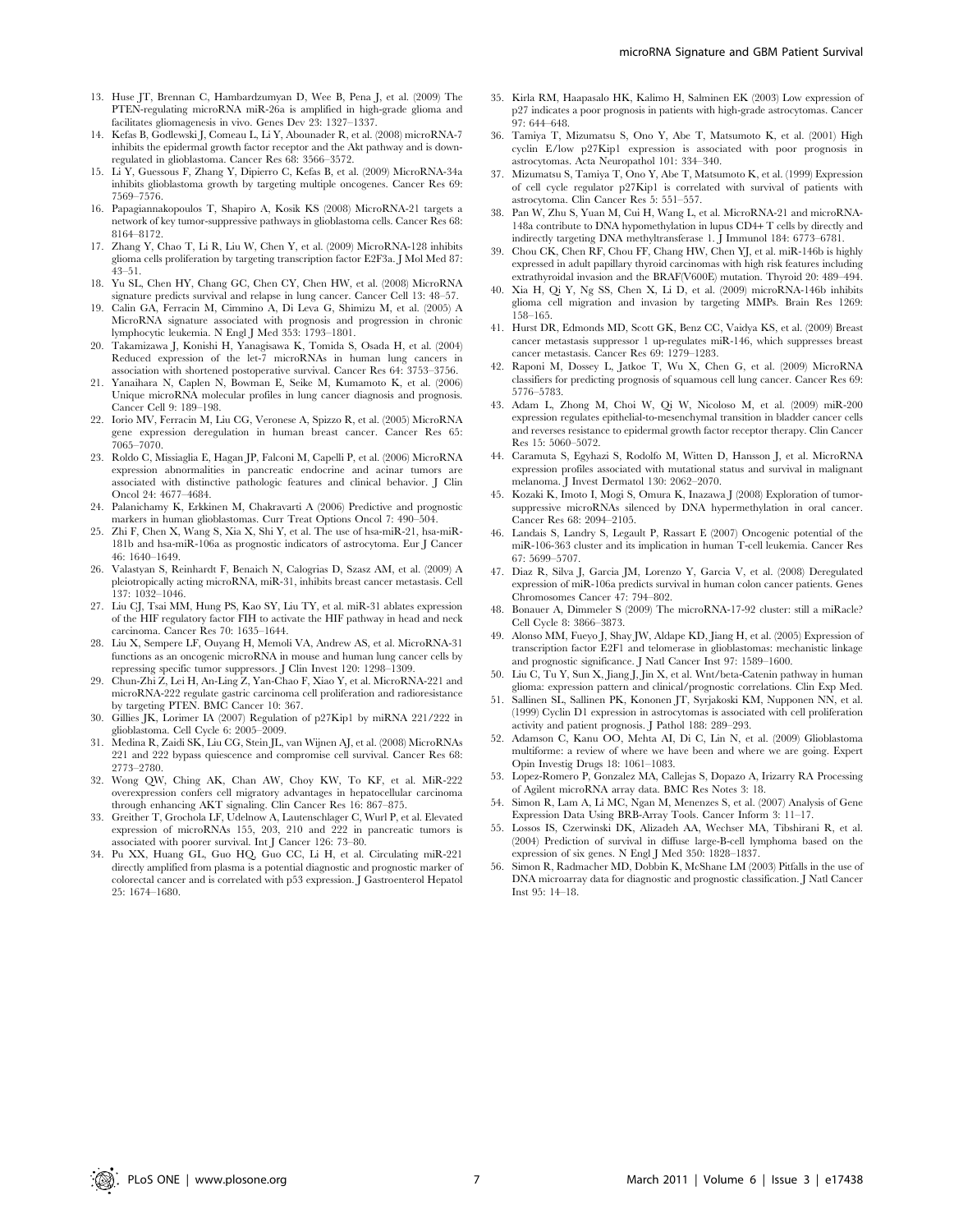13. Huse JT, Brennan C, Hambardzumyan D, Wee B, Pena J, et al. (2009) The PTEN-regulating microRNA miR-26a is amplified in high-grade glioma and facilitates gliomagenesis in vivo. Genes Dev 23: 1327–1337.
14. Kefas B, Godlewski J, Comeau L, Li Y, Abounader R, et al. (2008) microRNA-7 inhibits the epidermal growth factor receptor and the Akt pathway and is down-regulated in glioblastoma. Cancer Res 68: 3566–3572.
15. Li Y, Guessous F, Zhang Y, Dipierro C, Kefas B, et al. (2009) MicroRNA-34a inhibits glioblastoma growth by targeting multiple oncogenes. Cancer Res 69: 7569–7576.
16. Papagiannakopoulos T, Shapiro A, Kosik KS (2008) MicroRNA-21 targets a network of key tumor-suppressive pathways in glioblastoma cells. Cancer Res 68: 8164–8172.
17. Zhang Y, Chao T, Li R, Liu W, Chen Y, et al. (2009) MicroRNA-128 inhibits glioma cells proliferation by targeting transcription factor E2F3a. J Mol Med 87: 43–51.
18. Yu SL, Chen HY, Chang GC, Chen CY, Chen HW, et al. (2008) MicroRNA signature predicts survival and relapse in lung cancer. Cancer Cell 13: 48–57.
19. Calin GA, Ferracin M, Cimmino A, Di Leva G, Shimizu M, et al. (2005) A MicroRNA signature associated with prognosis and progression in chronic lymphocytic leukemia. N Engl J Med 353: 1793–1801.
20. Takamizawa J, Konishi H, Yanagisawa K, Tomida S, Osada H, et al. (2004) Reduced expression of the let-7 microRNAs in human lung cancers in association with shortened postoperative survival. Cancer Res 64: 3753–3756.
21. Yanaihara N, Caplen N, Bowman E, Seike M, Kumamoto K, et al. (2006) Unique microRNA molecular profiles in lung cancer diagnosis and prognosis. Cancer Cell 9: 189–198.
22. Iorio MV, Ferracin M, Liu CG, Veronese A, Spizzo R, et al. (2005) MicroRNA gene expression deregulation in human breast cancer. Cancer Res 65: 7065–7070.
23. Roldo C, Missiaglia E, Hagan JP, Falconi M, Capelli P, et al. (2006) MicroRNA expression abnormalities in pancreatic endocrine and acinar tumors are associated with distinctive pathologic features and clinical behavior. J Clin Oncol 24: 4677–4684.
24. Palanichamy K, Erkkinen M, Chakravarti A (2006) Predictive and prognostic markers in human glioblastomas. Curr Treat Options Oncol 7: 490–504.
25. Zhi F, Chen X, Wang S, Xia X, Shi Y, et al. The use of hsa-miR-21, hsa-miR-181b and hsa-miR-106a as prognostic indicators of astrocytoma. Eur J Cancer 46: 1640–1649.
26. Valastyan S, Reinhardt F, Benaich N, Calogrias D, Szasz AM, et al. (2009) A pleiotropically acting microRNA, miR-31, inhibits breast cancer metastasis. Cell 137: 1032–1046.
27. Liu CJ, Tsai MM, Hung PS, Kao SY, Liu TY, et al. miR-31 ablates expression of the HIF regulatory factor FIH to activate the HIF pathway in head and neck carcinoma. Cancer Res 70: 1635–1644.
28. Liu X, Sempere LF, Ouyang H, Memoli VA, Andrew AS, et al. MicroRNA-31 functions as an oncogenic microRNA in mouse and human lung cancer cells by repressing specific tumor suppressors. J Clin Invest 120: 1298–1309.
29. Chun-Zhi Z, Lei H, An-Ling Z, Yan-Chao F, Xiao Y, et al. MicroRNA-221 and microRNA-222 regulate gastric carcinoma cell proliferation and radioresistance by targeting PTEN. BMC Cancer 10: 367.
30. Gillies JK, Lorimer IA (2007) Regulation of p27Kip1 by miRNA 221/222 in glioblastoma. Cell Cycle 6: 2005–2009.
31. Medina R, Zaidi SK, Liu CG, Stein JL, van Wijnen AJ, et al. (2008) MicroRNAs 221 and 222 bypass quiescence and compromise cell survival. Cancer Res 68: 2773–2780.
32. Wong QW, Ching AK, Chan AW, Choy KW, To KF, et al. MiR-222 overexpression confers cell migratory advantages in hepatocellular carcinoma through enhancing AKT signaling. Clin Cancer Res 16: 867–875.
33. Greither T, Grochola LF, Udelnow A, Lautenschlager C, Wurl P, et al. Elevated expression of microRNAs 155, 203, 210 and 222 in pancreatic tumors is associated with poorer survival. Int J Cancer 126: 73–80.
34. Pu XX, Huang GL, Guo HQ, Guo CC, Li H, et al. Circulating miR-221 directly amplified from plasma is a potential diagnostic and prognostic marker of colorectal cancer and is correlated with p53 expression. J Gastroenterol Hepatol 25: 1674–1680.
35. Kirla RM, Haapasalo HK, Kalimo H, Salminen EK (2003) Low expression of p27 indicates a poor prognosis in patients with high-grade astrocytomas. Cancer 97: 644–648.
36. Tamiya T, Mizumatsu S, Ono Y, Abe T, Matsumoto K, et al. (2001) High cyclin E/low p27Kip1 expression is associated with poor prognosis in astrocytomas. Acta Neuropathol 101: 334–340.
37. Mizumatsu S, Tamiya T, Ono Y, Abe T, Matsumoto K, et al. (1999) Expression of cell cycle regulator p27Kip1 is correlated with survival of patients with astrocytoma. Clin Cancer Res 5: 551–557.
38. Pan W, Zhu S, Yuan M, Cui H, Wang L, et al. MicroRNA-21 and microRNA-148a contribute to DNA hypomethylation in lupus CD4+ T cells by directly and indirectly targeting DNA methyltransferase 1. J Immunol 184: 6773–6781.
39. Chou CK, Chen RF, Chou FF, Chang HW, Chen YJ, et al. miR-146b is highly expressed in adult papillary thyroid carcinomas with high risk features including extrathyroidal invasion and the BRAF(V600E) mutation. Thyroid 20: 489–494.
40. Xia H, Qi Y, Ng SS, Chen X, Li D, et al. (2009) microRNA-146b inhibits glioma cell migration and invasion by targeting MMPs. Brain Res 1269: 158–165.
41. Hurst DR, Edmonds MD, Scott GK, Benz CC, Vaidya KS, et al. (2009) Breast cancer metastasis suppressor 1 up-regulates miR-146, which suppresses breast cancer metastasis. Cancer Res 69: 1279–1283.
42. Raponi M, Dossey L, Jatkoe T, Wu X, Chen G, et al. (2009) MicroRNA classifiers for predicting prognosis of squamous cell lung cancer. Cancer Res 69: 5776–5783.
43. Adam L, Zhong M, Choi W, Qi W, Nicoloso M, et al. (2009) miR-200 expression regulates epithelial-to-mesenchymal transition in bladder cancer cells and reverses resistance to epidermal growth factor receptor therapy. Clin Cancer Res 15: 5060–5072.
44. Caramuta S, Egyhazi S, Rodolfo M, Witten D, Hansson J, et al. MicroRNA expression profiles associated with mutational status and survival in malignant melanoma. J Invest Dermatol 130: 2062–2070.
45. Kozaki K, Imoto I, Mogi S, Omura K, Inazawa J (2008) Exploration of tumor-suppressive microRNAs silenced by DNA hypermethylation in oral cancer. Cancer Res 68: 2094–2105.
46. Landais S, Landry S, Legault P, Rassart E (2007) Oncogenic potential of the miR-106-363 cluster and its implication in human T-cell leukemia. Cancer Res 67: 5699–5707.
47. Diaz R, Silva J, Garcia JM, Lorenzo Y, Garcia V, et al. (2008) Deregulated expression of miR-106a predicts survival in human colon cancer patients. Genes Chromosomes Cancer 47: 794–802.
48. Bonauer A, Dimmeler S (2009) The microRNA-17-92 cluster: still a miRacle? Cell Cycle 8: 3866–3873.
49. Alonso MM, Fueyo J, Shay JW, Aldape KD, Jiang H, et al. (2005) Expression of transcription factor E2F1 and telomerase in glioblastomas: mechanistic linkage and prognostic significance. J Natl Cancer Inst 97: 1589–1600.
50. Liu C, Tu Y, Sun X, Jiang J, Jin X, et al. Wnt/beta-Catenin pathway in human glioma: expression pattern and clinical/prognostic correlations. Clin Exp Med.
51. Sallinen SL, Sallinen PK, Kononen JT, Syrjakoski KM, Nupponen NN, et al. (1999) Cyclin D1 expression in astrocytomas is associated with cell proliferation activity and patient prognosis. J Pathol 188: 289–293.
52. Adamson C, Kanu OO, Mehta AI, Di C, Lin N, et al. (2009) Glioblastoma multiforme: a review of where we have been and where we are going. Expert Opin Investig Drugs 18: 1061–1083.
53. Lopez-Romero P, Gonzalez MA, Callejas S, Dopazo A, Irizarry RA Processing of Agilent microRNA array data. BMC Res Notes 3: 18.
54. Simon R, Lam A, Li MC, Ngan M, Menenzes S, et al. (2007) Analysis of Gene Expression Data Using BRB-Array Tools. Cancer Inform 3: 11–17.
55. Lossos IS, Czerwinski DK, Alizadeh AA, Wechser MA, Tibshirani R, et al. (2004) Prediction of survival in diffuse large-B-cell lymphoma based on the expression of six genes. N Engl J Med 350: 1828–1837.
56. Simon R, Radmacher MD, Dobbin K, McShane LM (2003) Pitfalls in the use of DNA microarray data for diagnostic and prognostic classification. J Natl Cancer Inst 95: 14–18.